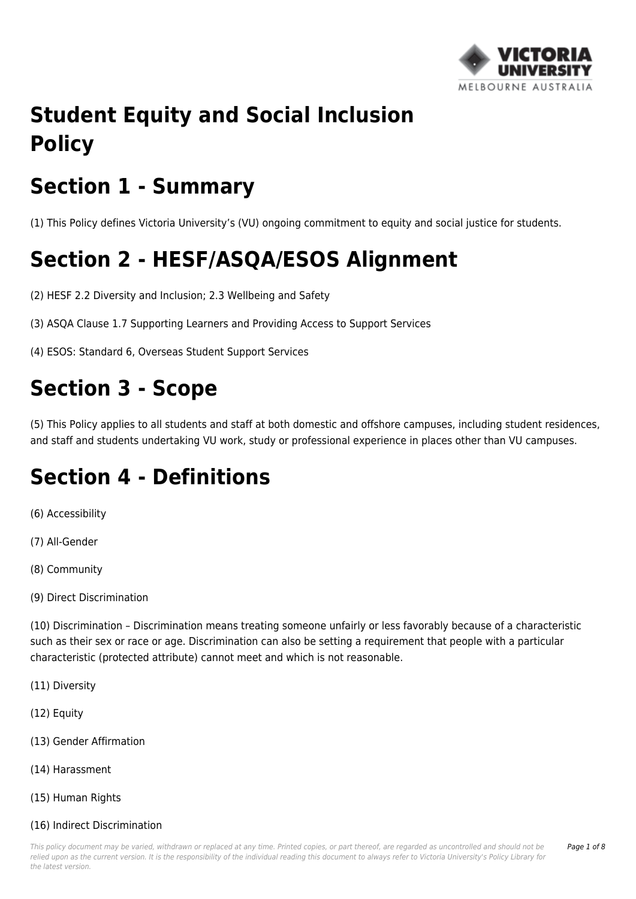# Student Equity and Social Inclusion Policy

## Section 1 - Summary

(1) This Policy defines Victoria University's (VU) ongoing commitment to equity and social justice for students.

## Section 2 - HESF/ASQA/ESOS Alignment

(2) HESF 2.2 Diversity and Inclusion; 2.3 Wellbeing and Safety

(3) ASQA Clause 1.7 Supporting Learners and Providing Access to Support Services

(4) ESOS: Standard 6, Overseas Student Support Services

## Section 3 - Scope

(5) This Policy applies to all students and staff at both domestic and offshore campuses, including student residences, and staff and students undertaking VU work, study or professional experience in places other than VU campuses.

## Section 4 - Definitions

(6) Accessibility

(7) All-Gender

(8) Community

(9) Direct Discrimination

(10) Discrimination – Discrimination means treating someone unfairly or less favorably because of a characteristic such as their sex or race or age. Discrimination can also be setting a requirement that people with a particular characteristic (protected attribute) cannot meet and which is not reasonable.

(11) Diversity

(12) Equity

(13) Gender Affirmation

(14) Harassment

(15) Human Rights

(16) Indirect Discrimination

*This policy document may be varied, withdrawn or replaced at any time. Printed copies, or part thereof, are regarded as uncontrolled and should not be relied upon as the current version. It is the responsibility of the individual reading this document to always refer to Victoria University's Policy Library for the latest version.*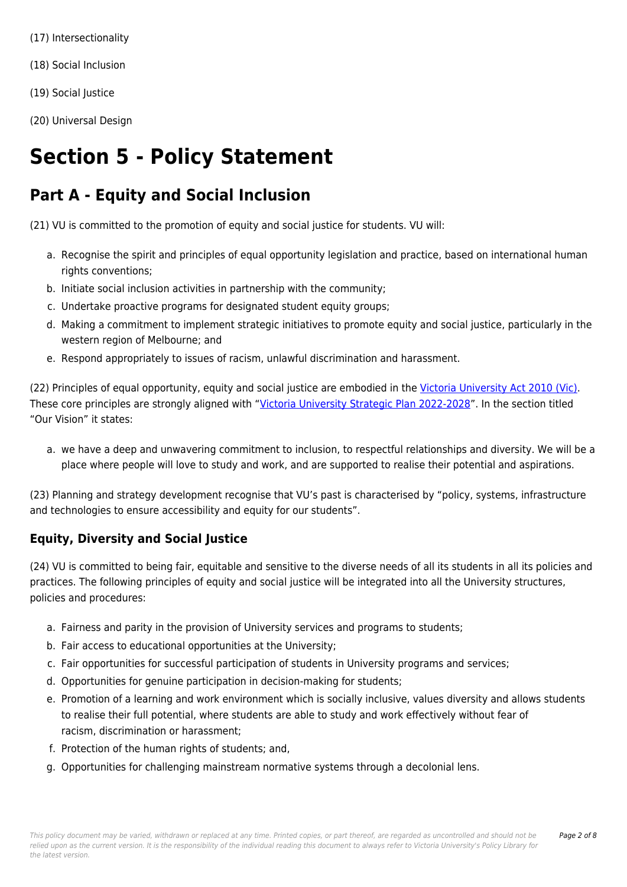(17) Intersectionality

(18) Social Inclusion

(19) Social Justice

(20) Universal Design

# Section 5 - Policy Statement

## Part A - Equity and Social Inclusion

(21) VU is committed to the promotion of equity and social justice for students. VU will:

a. Recognise the spirit and principles of equal opportunity legislation and practice, based on international human rights conventions;
b. Initiate social inclusion activities in partnership with the community;
c. Undertake proactive programs for designated student equity groups;
d. Making a commitment to implement strategic initiatives to promote equity and social justice, particularly in the western region of Melbourne; and
e. Respond appropriately to issues of racism, unlawful discrimination and harassment.

(22) Principles of equal opportunity, equity and social justice are embodied in the [Victoria University Act 2010 (Vic)](). These core principles are strongly aligned with "[Victoria University Strategic Plan 2022-2028]()". In the section titled "Our Vision" it states:

a. we have a deep and unwavering commitment to inclusion, to respectful relationships and diversity. We will be a place where people will love to study and work, and are supported to realise their potential and aspirations.

(23) Planning and strategy development recognise that VU's past is characterised by "policy, systems, infrastructure and technologies to ensure accessibility and equity for our students".

### Equity, Diversity and Social Justice

(24) VU is committed to being fair, equitable and sensitive to the diverse needs of all its students in all its policies and practices. The following principles of equity and social justice will be integrated into all the University structures, policies and procedures:

a. Fairness and parity in the provision of University services and programs to students;
b. Fair access to educational opportunities at the University;
c. Fair opportunities for successful participation of students in University programs and services;
d. Opportunities for genuine participation in decision-making for students;
e. Promotion of a learning and work environment which is socially inclusive, values diversity and allows students to realise their full potential, where students are able to study and work effectively without fear of racism, discrimination or harassment;
f. Protection of the human rights of students; and,
g. Opportunities for challenging mainstream normative systems through a decolonial lens.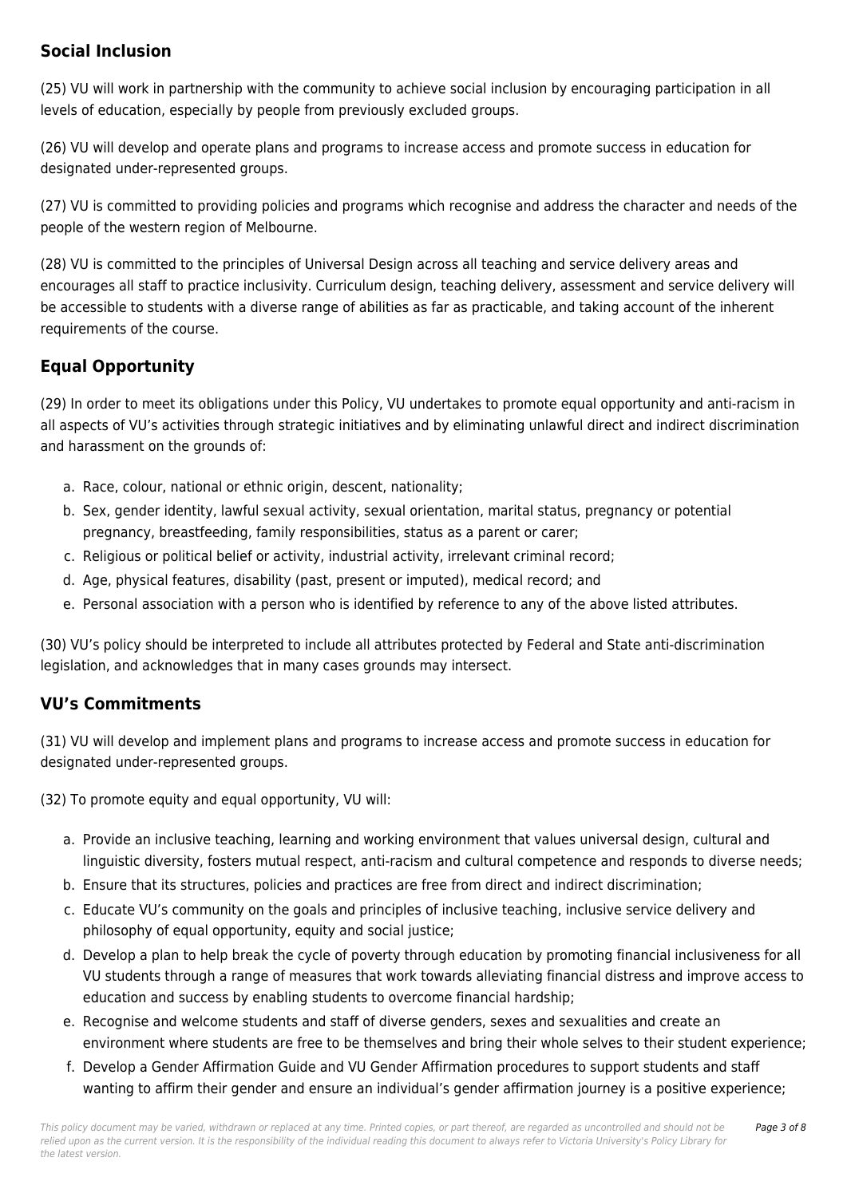## Social Inclusion

(25) VU will work in partnership with the community to achieve social inclusion by encouraging participation in all levels of education, especially by people from previously excluded groups.

(26) VU will develop and operate plans and programs to increase access and promote success in education for designated under-represented groups.

(27) VU is committed to providing policies and programs which recognise and address the character and needs of the people of the western region of Melbourne.

(28) VU is committed to the principles of Universal Design across all teaching and service delivery areas and encourages all staff to practice inclusivity. Curriculum design, teaching delivery, assessment and service delivery will be accessible to students with a diverse range of abilities as far as practicable, and taking account of the inherent requirements of the course.

## Equal Opportunity

(29) In order to meet its obligations under this Policy, VU undertakes to promote equal opportunity and anti-racism in all aspects of VU's activities through strategic initiatives and by eliminating unlawful direct and indirect discrimination and harassment on the grounds of:

a. Race, colour, national or ethnic origin, descent, nationality;
b. Sex, gender identity, lawful sexual activity, sexual orientation, marital status, pregnancy or potential pregnancy, breastfeeding, family responsibilities, status as a parent or carer;
c. Religious or political belief or activity, industrial activity, irrelevant criminal record;
d. Age, physical features, disability (past, present or imputed), medical record; and
e. Personal association with a person who is identified by reference to any of the above listed attributes.

(30) VU's policy should be interpreted to include all attributes protected by Federal and State anti-discrimination legislation, and acknowledges that in many cases grounds may intersect.

## VU's Commitments

(31) VU will develop and implement plans and programs to increase access and promote success in education for designated under-represented groups.

(32) To promote equity and equal opportunity, VU will:

a. Provide an inclusive teaching, learning and working environment that values universal design, cultural and linguistic diversity, fosters mutual respect, anti-racism and cultural competence and responds to diverse needs;
b. Ensure that its structures, policies and practices are free from direct and indirect discrimination;
c. Educate VU's community on the goals and principles of inclusive teaching, inclusive service delivery and philosophy of equal opportunity, equity and social justice;
d. Develop a plan to help break the cycle of poverty through education by promoting financial inclusiveness for all VU students through a range of measures that work towards alleviating financial distress and improve access to education and success by enabling students to overcome financial hardship;
e. Recognise and welcome students and staff of diverse genders, sexes and sexualities and create an environment where students are free to be themselves and bring their whole selves to their student experience;
f. Develop a Gender Affirmation Guide and VU Gender Affirmation procedures to support students and staff wanting to affirm their gender and ensure an individual's gender affirmation journey is a positive experience;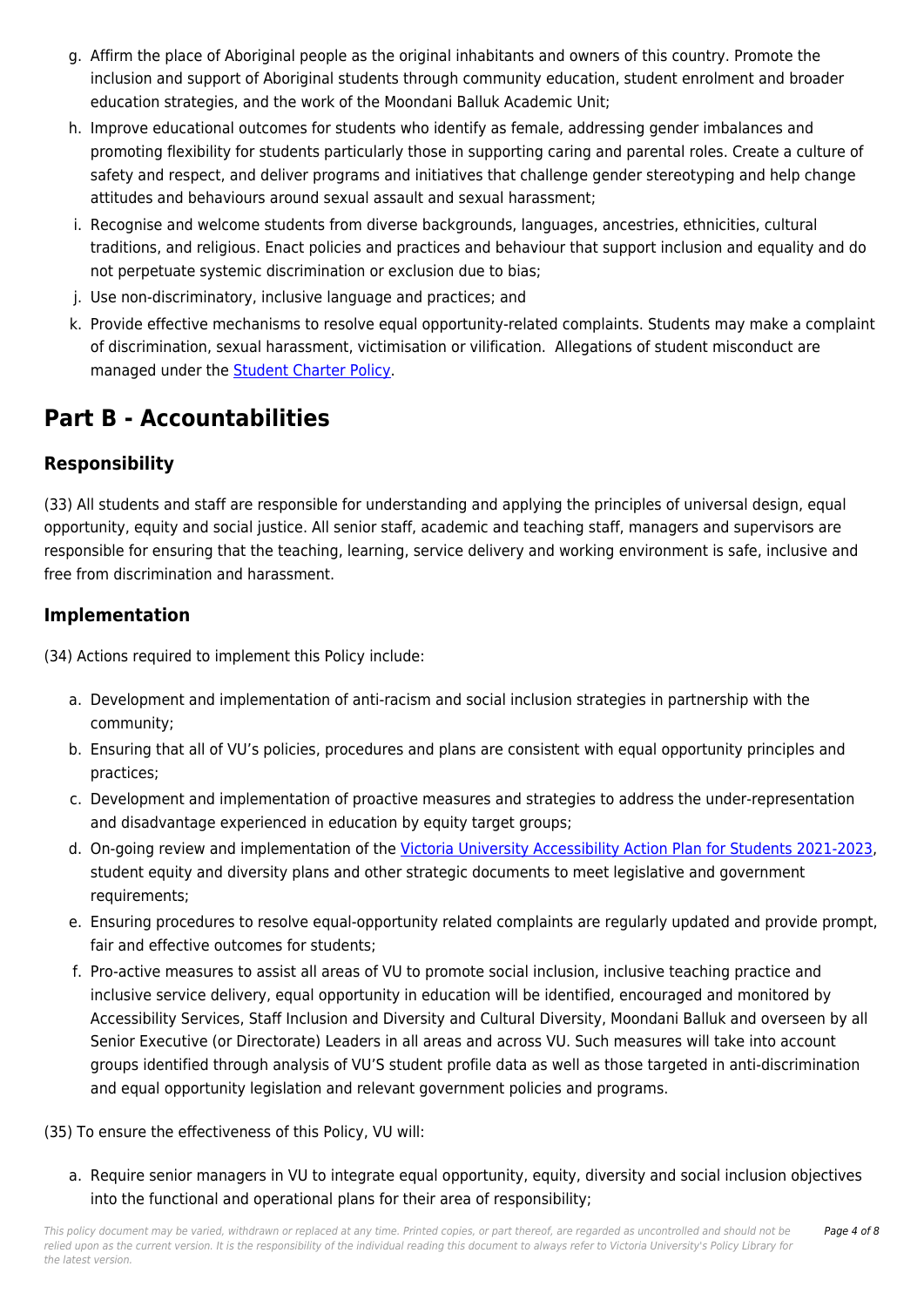g. Affirm the place of Aboriginal people as the original inhabitants and owners of this country. Promote the inclusion and support of Aboriginal students through community education, student enrolment and broader education strategies, and the work of the Moondani Balluk Academic Unit;
h. Improve educational outcomes for students who identify as female, addressing gender imbalances and promoting flexibility for students particularly those in supporting caring and parental roles. Create a culture of safety and respect, and deliver programs and initiatives that challenge gender stereotyping and help change attitudes and behaviours around sexual assault and sexual harassment;
i. Recognise and welcome students from diverse backgrounds, languages, ancestries, ethnicities, cultural traditions, and religious. Enact policies and practices and behaviour that support inclusion and equality and do not perpetuate systemic discrimination or exclusion due to bias;
j. Use non-discriminatory, inclusive language and practices; and
k. Provide effective mechanisms to resolve equal opportunity-related complaints. Students may make a complaint of discrimination, sexual harassment, victimisation or vilification. Allegations of student misconduct are managed under the Student Charter Policy.

# Part B - Accountabilities

## Responsibility

(33) All students and staff are responsible for understanding and applying the principles of universal design, equal opportunity, equity and social justice. All senior staff, academic and teaching staff, managers and supervisors are responsible for ensuring that the teaching, learning, service delivery and working environment is safe, inclusive and free from discrimination and harassment.

## Implementation

(34) Actions required to implement this Policy include:

a. Development and implementation of anti-racism and social inclusion strategies in partnership with the community;
b. Ensuring that all of VU's policies, procedures and plans are consistent with equal opportunity principles and practices;
c. Development and implementation of proactive measures and strategies to address the under-representation and disadvantage experienced in education by equity target groups;
d. On-going review and implementation of the Victoria University Accessibility Action Plan for Students 2021-2023, student equity and diversity plans and other strategic documents to meet legislative and government requirements;
e. Ensuring procedures to resolve equal-opportunity related complaints are regularly updated and provide prompt, fair and effective outcomes for students;
f. Pro-active measures to assist all areas of VU to promote social inclusion, inclusive teaching practice and inclusive service delivery, equal opportunity in education will be identified, encouraged and monitored by Accessibility Services, Staff Inclusion and Diversity and Cultural Diversity, Moondani Balluk and overseen by all Senior Executive (or Directorate) Leaders in all areas and across VU. Such measures will take into account groups identified through analysis of VU'S student profile data as well as those targeted in anti-discrimination and equal opportunity legislation and relevant government policies and programs.

(35) To ensure the effectiveness of this Policy, VU will:

a. Require senior managers in VU to integrate equal opportunity, equity, diversity and social inclusion objectives into the functional and operational plans for their area of responsibility;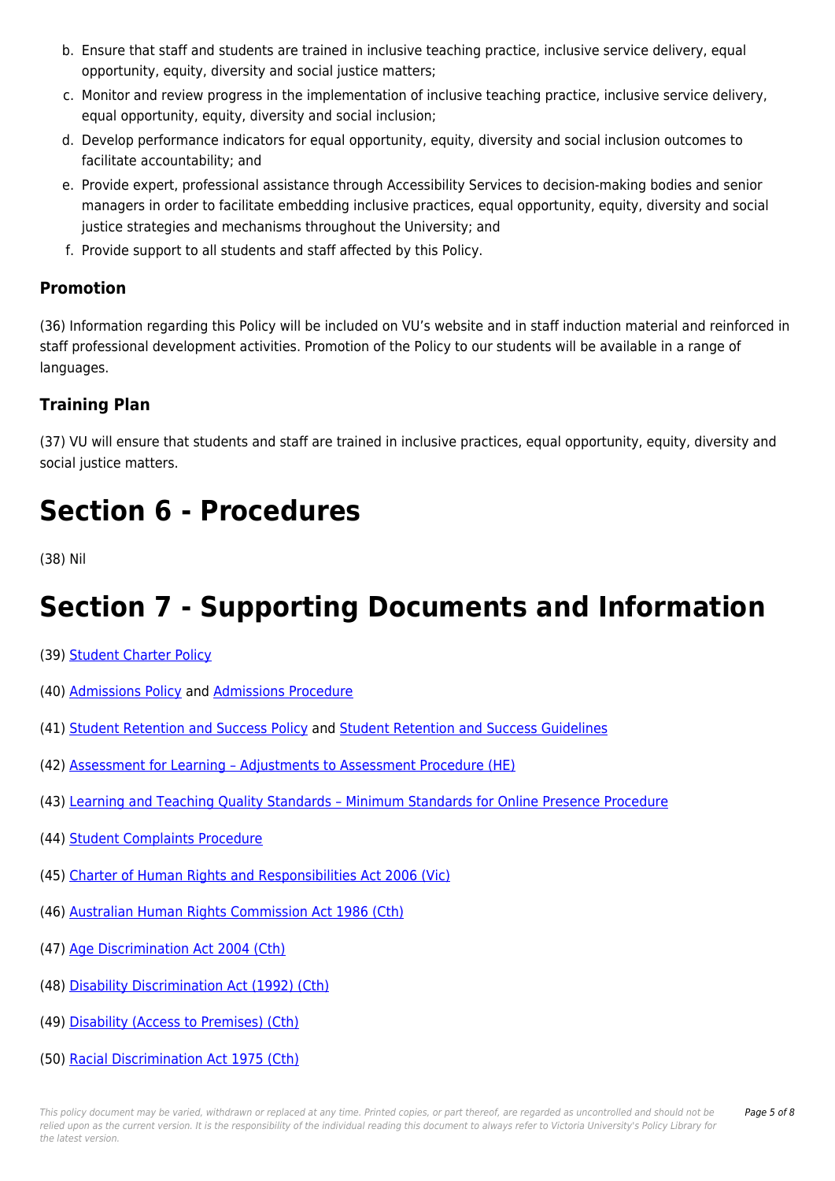b. Ensure that staff and students are trained in inclusive teaching practice, inclusive service delivery, equal opportunity, equity, diversity and social justice matters;
c. Monitor and review progress in the implementation of inclusive teaching practice, inclusive service delivery, equal opportunity, equity, diversity and social inclusion;
d. Develop performance indicators for equal opportunity, equity, diversity and social inclusion outcomes to facilitate accountability; and
e. Provide expert, professional assistance through Accessibility Services to decision-making bodies and senior managers in order to facilitate embedding inclusive practices, equal opportunity, equity, diversity and social justice strategies and mechanisms throughout the University; and
f. Provide support to all students and staff affected by this Policy.

### Promotion

(36) Information regarding this Policy will be included on VU's website and in staff induction material and reinforced in staff professional development activities. Promotion of the Policy to our students will be available in a range of languages.

### Training Plan

(37) VU will ensure that students and staff are trained in inclusive practices, equal opportunity, equity, diversity and social justice matters.

# Section 6 - Procedures

(38) Nil

# Section 7 - Supporting Documents and Information

(39) Student Charter Policy

(40) Admissions Policy and Admissions Procedure

(41) Student Retention and Success Policy and Student Retention and Success Guidelines

(42) Assessment for Learning – Adjustments to Assessment Procedure (HE)

(43) Learning and Teaching Quality Standards – Minimum Standards for Online Presence Procedure

(44) Student Complaints Procedure

(45) Charter of Human Rights and Responsibilities Act 2006 (Vic)

(46) Australian Human Rights Commission Act 1986 (Cth)

(47) Age Discrimination Act 2004 (Cth)

(48) Disability Discrimination Act (1992) (Cth)

(49) Disability (Access to Premises) (Cth)

(50) Racial Discrimination Act 1975 (Cth)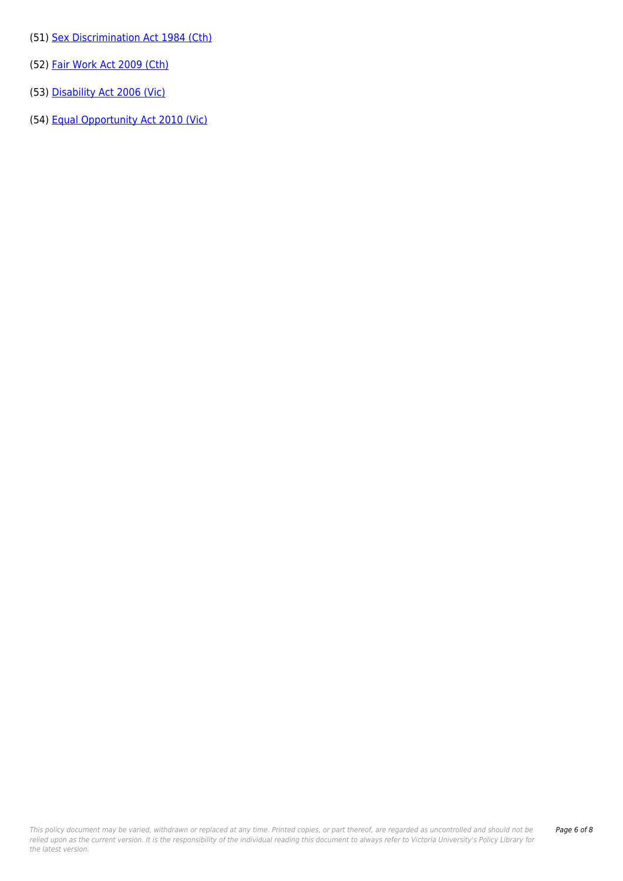(51) Sex Discrimination Act 1984 (Cth)

(52) Fair Work Act 2009 (Cth)

(53) Disability Act 2006 (Vic)

(54) Equal Opportunity Act 2010 (Vic)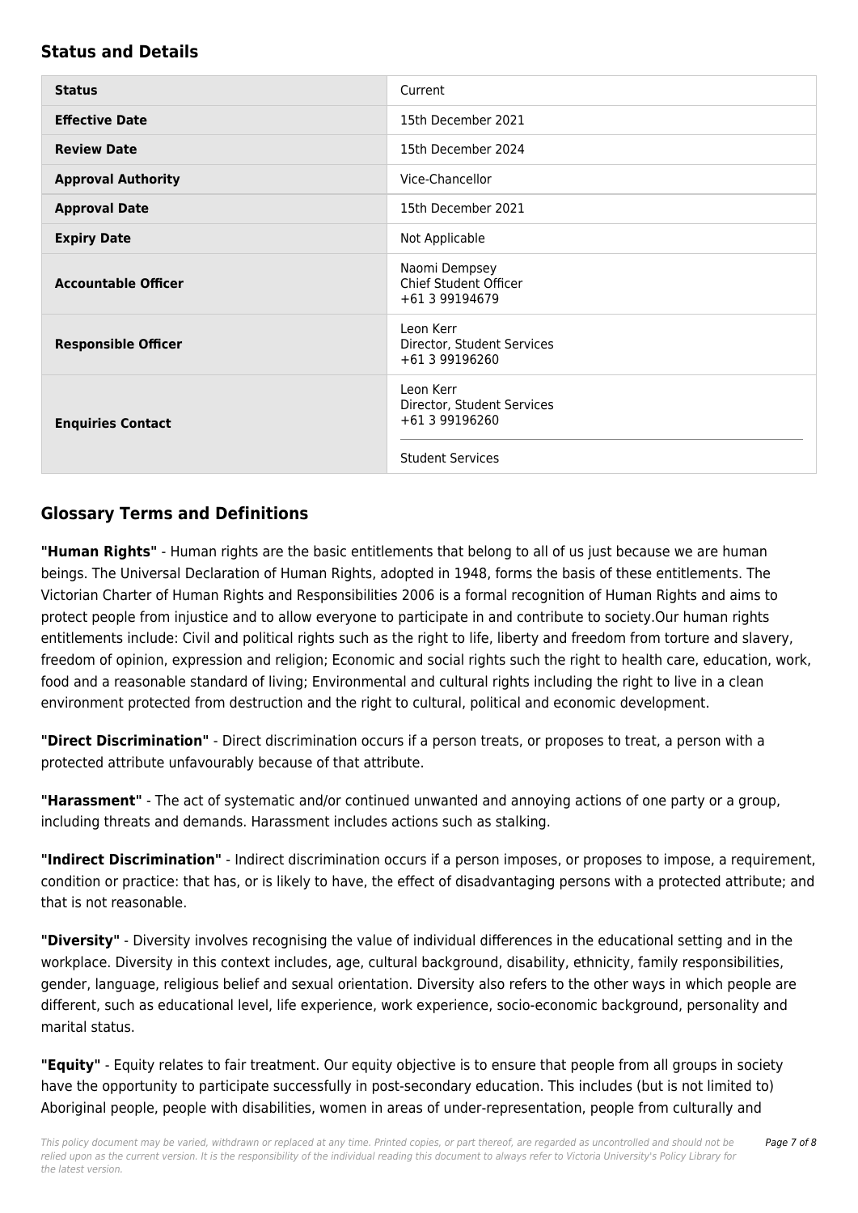## Status and Details

| | |
|---|---|
| **Status** | Current |
| **Effective Date** | 15th December 2021 |
| **Review Date** | 15th December 2024 |
| **Approval Authority** | Vice-Chancellor |
| **Approval Date** | 15th December 2021 |
| **Expiry Date** | Not Applicable |
| **Accountable Officer** | Naomi Dempsey<br>Chief Student Officer<br>+61 3 99194679 |
| **Responsible Officer** | Leon Kerr<br>Director, Student Services<br>+61 3 99196260 |
| **Enquiries Contact** | Leon Kerr<br>Director, Student Services<br>+61 3 99196260<br><br>Student Services |

## Glossary Terms and Definitions

**"Human Rights"** - Human rights are the basic entitlements that belong to all of us just because we are human beings. The Universal Declaration of Human Rights, adopted in 1948, forms the basis of these entitlements. The Victorian Charter of Human Rights and Responsibilities 2006 is a formal recognition of Human Rights and aims to protect people from injustice and to allow everyone to participate in and contribute to society.Our human rights entitlements include: Civil and political rights such as the right to life, liberty and freedom from torture and slavery, freedom of opinion, expression and religion; Economic and social rights such the right to health care, education, work, food and a reasonable standard of living; Environmental and cultural rights including the right to live in a clean environment protected from destruction and the right to cultural, political and economic development.

**"Direct Discrimination"** - Direct discrimination occurs if a person treats, or proposes to treat, a person with a protected attribute unfavourably because of that attribute.

**"Harassment"** - The act of systematic and/or continued unwanted and annoying actions of one party or a group, including threats and demands. Harassment includes actions such as stalking.

**"Indirect Discrimination"** - Indirect discrimination occurs if a person imposes, or proposes to impose, a requirement, condition or practice: that has, or is likely to have, the effect of disadvantaging persons with a protected attribute; and that is not reasonable.

**"Diversity"** - Diversity involves recognising the value of individual differences in the educational setting and in the workplace. Diversity in this context includes, age, cultural background, disability, ethnicity, family responsibilities, gender, language, religious belief and sexual orientation. Diversity also refers to the other ways in which people are different, such as educational level, life experience, work experience, socio-economic background, personality and marital status.

**"Equity"** - Equity relates to fair treatment. Our equity objective is to ensure that people from all groups in society have the opportunity to participate successfully in post-secondary education. This includes (but is not limited to) Aboriginal people, people with disabilities, women in areas of under-representation, people from culturally and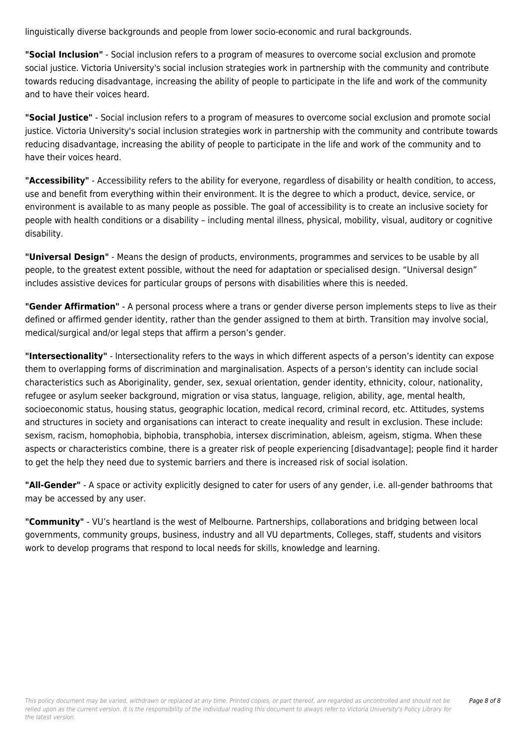linguistically diverse backgrounds and people from lower socio-economic and rural backgrounds.

**"Social Inclusion"** - Social inclusion refers to a program of measures to overcome social exclusion and promote social justice. Victoria University's social inclusion strategies work in partnership with the community and contribute towards reducing disadvantage, increasing the ability of people to participate in the life and work of the community and to have their voices heard.

**"Social Justice"** - Social inclusion refers to a program of measures to overcome social exclusion and promote social justice. Victoria University's social inclusion strategies work in partnership with the community and contribute towards reducing disadvantage, increasing the ability of people to participate in the life and work of the community and to have their voices heard.

**"Accessibility"** - Accessibility refers to the ability for everyone, regardless of disability or health condition, to access, use and benefit from everything within their environment. It is the degree to which a product, device, service, or environment is available to as many people as possible. The goal of accessibility is to create an inclusive society for people with health conditions or a disability – including mental illness, physical, mobility, visual, auditory or cognitive disability.

**"Universal Design"** - Means the design of products, environments, programmes and services to be usable by all people, to the greatest extent possible, without the need for adaptation or specialised design. "Universal design" includes assistive devices for particular groups of persons with disabilities where this is needed.

**"Gender Affirmation"** - A personal process where a trans or gender diverse person implements steps to live as their defined or affirmed gender identity, rather than the gender assigned to them at birth. Transition may involve social, medical/surgical and/or legal steps that affirm a person's gender.

**"Intersectionality"** - Intersectionality refers to the ways in which different aspects of a person's identity can expose them to overlapping forms of discrimination and marginalisation. Aspects of a person's identity can include social characteristics such as Aboriginality, gender, sex, sexual orientation, gender identity, ethnicity, colour, nationality, refugee or asylum seeker background, migration or visa status, language, religion, ability, age, mental health, socioeconomic status, housing status, geographic location, medical record, criminal record, etc. Attitudes, systems and structures in society and organisations can interact to create inequality and result in exclusion. These include: sexism, racism, homophobia, biphobia, transphobia, intersex discrimination, ableism, ageism, stigma. When these aspects or characteristics combine, there is a greater risk of people experiencing [disadvantage]; people find it harder to get the help they need due to systemic barriers and there is increased risk of social isolation.

**"All-Gender"** - A space or activity explicitly designed to cater for users of any gender, i.e. all-gender bathrooms that may be accessed by any user.

**"Community"** - VU's heartland is the west of Melbourne. Partnerships, collaborations and bridging between local governments, community groups, business, industry and all VU departments, Colleges, staff, students and visitors work to develop programs that respond to local needs for skills, knowledge and learning.

*This policy document may be varied, withdrawn or replaced at any time. Printed copies, or part thereof, are regarded as uncontrolled and should not be relied upon as the current version. It is the responsibility of the individual reading this document to always refer to Victoria University's Policy Library for the latest version.*